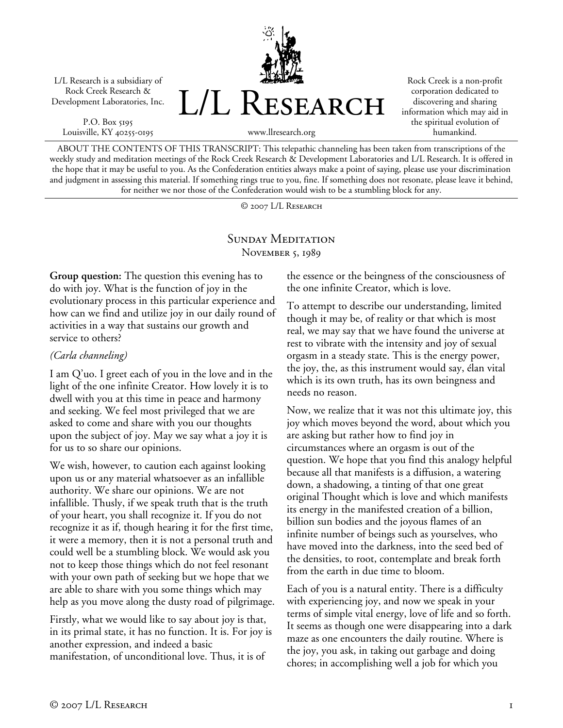L/L Research is a subsidiary of Rock Creek Research & Development Laboratories, Inc.

P.O. Box 5195
Louisville, KY 40255-0195

# L/L Research

www.llresearch.org

Rock Creek is a non-profit corporation dedicated to discovering and sharing information which may aid in the spiritual evolution of humankind.

ABOUT THE CONTENTS OF THIS TRANSCRIPT: This telepathic channeling has been taken from transcriptions of the weekly study and meditation meetings of the Rock Creek Research & Development Laboratories and L/L Research. It is offered in the hope that it may be useful to you. As the Confederation entities always make a point of saying, please use your discrimination and judgment in assessing this material. If something rings true to you, fine. If something does not resonate, please leave it behind, for neither we nor those of the Confederation would wish to be a stumbling block for any.

© 2007 L/L Research

## Sunday Meditation
November 5, 1989

**Group question:** The question this evening has to do with joy. What is the function of joy in the evolutionary process in this particular experience and how can we find and utilize joy in our daily round of activities in a way that sustains our growth and service to others?

*(Carla channeling)*

I am Q'uo. I greet each of you in the love and in the light of the one infinite Creator. How lovely it is to dwell with you at this time in peace and harmony and seeking. We feel most privileged that we are asked to come and share with you our thoughts upon the subject of joy. May we say what a joy it is for us to so share our opinions.

We wish, however, to caution each against looking upon us or any material whatsoever as an infallible authority. We share our opinions. We are not infallible. Thusly, if we speak truth that is the truth of your heart, you shall recognize it. If you do not recognize it as if, though hearing it for the first time, it were a memory, then it is not a personal truth and could well be a stumbling block. We would ask you not to keep those things which do not feel resonant with your own path of seeking but we hope that we are able to share with you some things which may help as you move along the dusty road of pilgrimage.

Firstly, what we would like to say about joy is that, in its primal state, it has no function. It is. For joy is another expression, and indeed a basic manifestation, of unconditional love. Thus, it is of the essence or the beingness of the consciousness of the one infinite Creator, which is love.

To attempt to describe our understanding, limited though it may be, of reality or that which is most real, we may say that we have found the universe at rest to vibrate with the intensity and joy of sexual orgasm in a steady state. This is the energy power, the joy, the, as this instrument would say, élan vital which is its own truth, has its own beingness and needs no reason.

Now, we realize that it was not this ultimate joy, this joy which moves beyond the word, about which you are asking but rather how to find joy in circumstances where an orgasm is out of the question. We hope that you find this analogy helpful because all that manifests is a diffusion, a watering down, a shadowing, a tinting of that one great original Thought which is love and which manifests its energy in the manifested creation of a billion, billion sun bodies and the joyous flames of an infinite number of beings such as yourselves, who have moved into the darkness, into the seed bed of the densities, to root, contemplate and break forth from the earth in due time to bloom.

Each of you is a natural entity. There is a difficulty with experiencing joy, and now we speak in your terms of simple vital energy, love of life and so forth. It seems as though one were disappearing into a dark maze as one encounters the daily routine. Where is the joy, you ask, in taking out garbage and doing chores; in accomplishing well a job for which you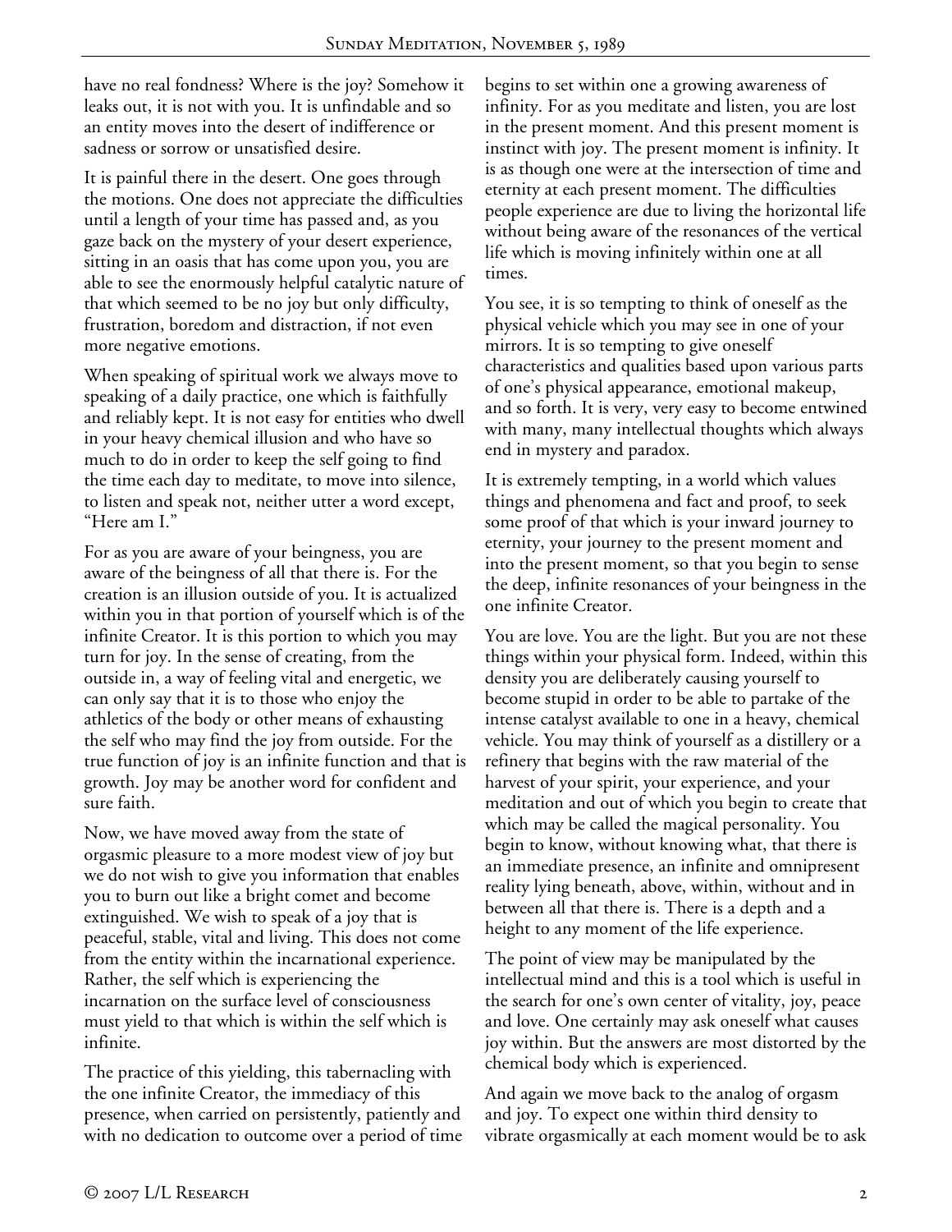have no real fondness? Where is the joy? Somehow it leaks out, it is not with you. It is unfindable and so an entity moves into the desert of indifference or sadness or sorrow or unsatisfied desire.

It is painful there in the desert. One goes through the motions. One does not appreciate the difficulties until a length of your time has passed and, as you gaze back on the mystery of your desert experience, sitting in an oasis that has come upon you, you are able to see the enormously helpful catalytic nature of that which seemed to be no joy but only difficulty, frustration, boredom and distraction, if not even more negative emotions.

When speaking of spiritual work we always move to speaking of a daily practice, one which is faithfully and reliably kept. It is not easy for entities who dwell in your heavy chemical illusion and who have so much to do in order to keep the self going to find the time each day to meditate, to move into silence, to listen and speak not, neither utter a word except, "Here am I."

For as you are aware of your beingness, you are aware of the beingness of all that there is. For the creation is an illusion outside of you. It is actualized within you in that portion of yourself which is of the infinite Creator. It is this portion to which you may turn for joy. In the sense of creating, from the outside in, a way of feeling vital and energetic, we can only say that it is to those who enjoy the athletics of the body or other means of exhausting the self who may find the joy from outside. For the true function of joy is an infinite function and that is growth. Joy may be another word for confident and sure faith.

Now, we have moved away from the state of orgasmic pleasure to a more modest view of joy but we do not wish to give you information that enables you to burn out like a bright comet and become extinguished. We wish to speak of a joy that is peaceful, stable, vital and living. This does not come from the entity within the incarnational experience. Rather, the self which is experiencing the incarnation on the surface level of consciousness must yield to that which is within the self which is infinite.

The practice of this yielding, this tabernacling with the one infinite Creator, the immediacy of this presence, when carried on persistently, patiently and with no dedication to outcome over a period of time begins to set within one a growing awareness of infinity. For as you meditate and listen, you are lost in the present moment. And this present moment is instinct with joy. The present moment is infinity. It is as though one were at the intersection of time and eternity at each present moment. The difficulties people experience are due to living the horizontal life without being aware of the resonances of the vertical life which is moving infinitely within one at all times.

You see, it is so tempting to think of oneself as the physical vehicle which you may see in one of your mirrors. It is so tempting to give oneself characteristics and qualities based upon various parts of one's physical appearance, emotional makeup, and so forth. It is very, very easy to become entwined with many, many intellectual thoughts which always end in mystery and paradox.

It is extremely tempting, in a world which values things and phenomena and fact and proof, to seek some proof of that which is your inward journey to eternity, your journey to the present moment and into the present moment, so that you begin to sense the deep, infinite resonances of your beingness in the one infinite Creator.

You are love. You are the light. But you are not these things within your physical form. Indeed, within this density you are deliberately causing yourself to become stupid in order to be able to partake of the intense catalyst available to one in a heavy, chemical vehicle. You may think of yourself as a distillery or a refinery that begins with the raw material of the harvest of your spirit, your experience, and your meditation and out of which you begin to create that which may be called the magical personality. You begin to know, without knowing what, that there is an immediate presence, an infinite and omnipresent reality lying beneath, above, within, without and in between all that there is. There is a depth and a height to any moment of the life experience.

The point of view may be manipulated by the intellectual mind and this is a tool which is useful in the search for one's own center of vitality, joy, peace and love. One certainly may ask oneself what causes joy within. But the answers are most distorted by the chemical body which is experienced.

And again we move back to the analog of orgasm and joy. To expect one within third density to vibrate orgasmically at each moment would be to ask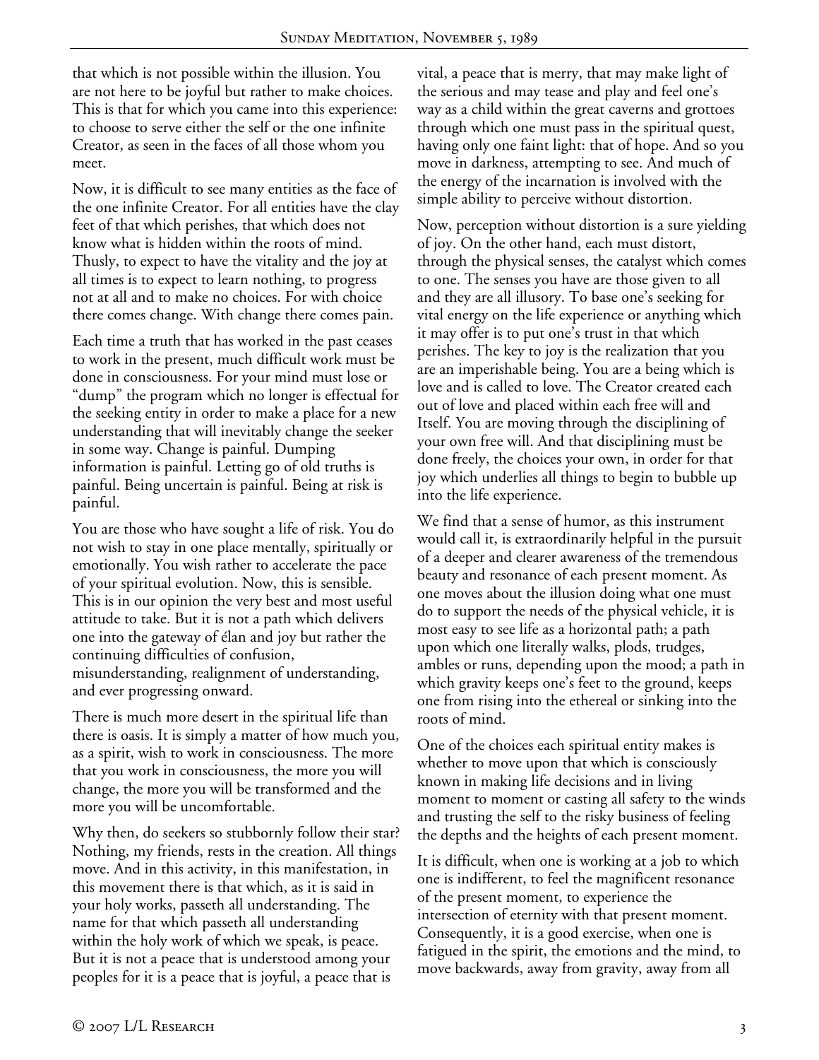that which is not possible within the illusion. You are not here to be joyful but rather to make choices. This is that for which you came into this experience: to choose to serve either the self or the one infinite Creator, as seen in the faces of all those whom you meet.

Now, it is difficult to see many entities as the face of the one infinite Creator. For all entities have the clay feet of that which perishes, that which does not know what is hidden within the roots of mind. Thusly, to expect to have the vitality and the joy at all times is to expect to learn nothing, to progress not at all and to make no choices. For with choice there comes change. With change there comes pain.

Each time a truth that has worked in the past ceases to work in the present, much difficult work must be done in consciousness. For your mind must lose or "dump" the program which no longer is effectual for the seeking entity in order to make a place for a new understanding that will inevitably change the seeker in some way. Change is painful. Dumping information is painful. Letting go of old truths is painful. Being uncertain is painful. Being at risk is painful.

You are those who have sought a life of risk. You do not wish to stay in one place mentally, spiritually or emotionally. You wish rather to accelerate the pace of your spiritual evolution. Now, this is sensible. This is in our opinion the very best and most useful attitude to take. But it is not a path which delivers one into the gateway of élan and joy but rather the continuing difficulties of confusion, misunderstanding, realignment of understanding, and ever progressing onward.

There is much more desert in the spiritual life than there is oasis. It is simply a matter of how much you, as a spirit, wish to work in consciousness. The more that you work in consciousness, the more you will change, the more you will be transformed and the more you will be uncomfortable.

Why then, do seekers so stubbornly follow their star? Nothing, my friends, rests in the creation. All things move. And in this activity, in this manifestation, in this movement there is that which, as it is said in your holy works, passeth all understanding. The name for that which passeth all understanding within the holy work of which we speak, is peace. But it is not a peace that is understood among your peoples for it is a peace that is joyful, a peace that is vital, a peace that is merry, that may make light of the serious and may tease and play and feel one's way as a child within the great caverns and grottoes through which one must pass in the spiritual quest, having only one faint light: that of hope. And so you move in darkness, attempting to see. And much of the energy of the incarnation is involved with the simple ability to perceive without distortion.

Now, perception without distortion is a sure yielding of joy. On the other hand, each must distort, through the physical senses, the catalyst which comes to one. The senses you have are those given to all and they are all illusory. To base one's seeking for vital energy on the life experience or anything which it may offer is to put one's trust in that which perishes. The key to joy is the realization that you are an imperishable being. You are a being which is love and is called to love. The Creator created each out of love and placed within each free will and Itself. You are moving through the disciplining of your own free will. And that disciplining must be done freely, the choices your own, in order for that joy which underlies all things to begin to bubble up into the life experience.

We find that a sense of humor, as this instrument would call it, is extraordinarily helpful in the pursuit of a deeper and clearer awareness of the tremendous beauty and resonance of each present moment. As one moves about the illusion doing what one must do to support the needs of the physical vehicle, it is most easy to see life as a horizontal path; a path upon which one literally walks, plods, trudges, ambles or runs, depending upon the mood; a path in which gravity keeps one's feet to the ground, keeps one from rising into the ethereal or sinking into the roots of mind.

One of the choices each spiritual entity makes is whether to move upon that which is consciously known in making life decisions and in living moment to moment or casting all safety to the winds and trusting the self to the risky business of feeling the depths and the heights of each present moment.

It is difficult, when one is working at a job to which one is indifferent, to feel the magnificent resonance of the present moment, to experience the intersection of eternity with that present moment. Consequently, it is a good exercise, when one is fatigued in the spirit, the emotions and the mind, to move backwards, away from gravity, away from all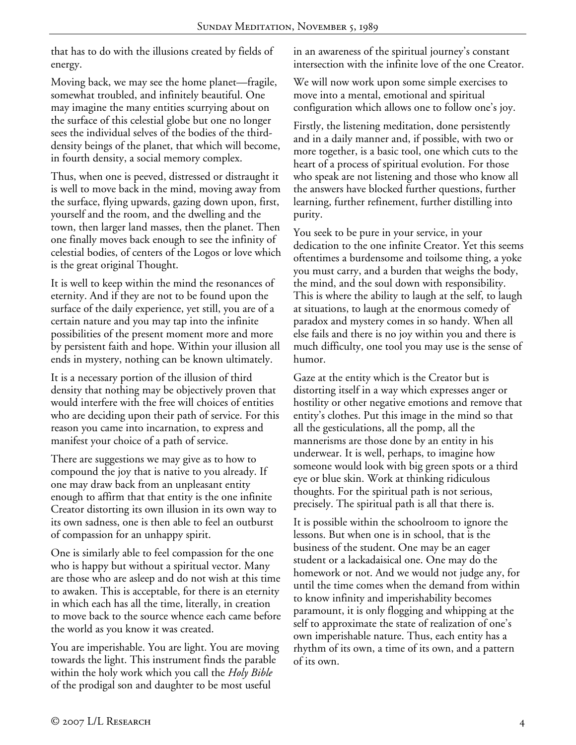that has to do with the illusions created by fields of energy.

Moving back, we may see the home planet—fragile, somewhat troubled, and infinitely beautiful. One may imagine the many entities scurrying about on the surface of this celestial globe but one no longer sees the individual selves of the bodies of the third-density beings of the planet, that which will become, in fourth density, a social memory complex.

Thus, when one is peeved, distressed or distraught it is well to move back in the mind, moving away from the surface, flying upwards, gazing down upon, first, yourself and the room, and the dwelling and the town, then larger land masses, then the planet. Then one finally moves back enough to see the infinity of celestial bodies, of centers of the Logos or love which is the great original Thought.

It is well to keep within the mind the resonances of eternity. And if they are not to be found upon the surface of the daily experience, yet still, you are of a certain nature and you may tap into the infinite possibilities of the present moment more and more by persistent faith and hope. Within your illusion all ends in mystery, nothing can be known ultimately.

It is a necessary portion of the illusion of third density that nothing may be objectively proven that would interfere with the free will choices of entities who are deciding upon their path of service. For this reason you came into incarnation, to express and manifest your choice of a path of service.

There are suggestions we may give as to how to compound the joy that is native to you already. If one may draw back from an unpleasant entity enough to affirm that that entity is the one infinite Creator distorting its own illusion in its own way to its own sadness, one is then able to feel an outburst of compassion for an unhappy spirit.

One is similarly able to feel compassion for the one who is happy but without a spiritual vector. Many are those who are asleep and do not wish at this time to awaken. This is acceptable, for there is an eternity in which each has all the time, literally, in creation to move back to the source whence each came before the world as you know it was created.

You are imperishable. You are light. You are moving towards the light. This instrument finds the parable within the holy work which you call the *Holy Bible* of the prodigal son and daughter to be most useful in an awareness of the spiritual journey's constant intersection with the infinite love of the one Creator.

We will now work upon some simple exercises to move into a mental, emotional and spiritual configuration which allows one to follow one's joy.

Firstly, the listening meditation, done persistently and in a daily manner and, if possible, with two or more together, is a basic tool, one which cuts to the heart of a process of spiritual evolution. For those who speak are not listening and those who know all the answers have blocked further questions, further learning, further refinement, further distilling into purity.

You seek to be pure in your service, in your dedication to the one infinite Creator. Yet this seems oftentimes a burdensome and toilsome thing, a yoke you must carry, and a burden that weighs the body, the mind, and the soul down with responsibility. This is where the ability to laugh at the self, to laugh at situations, to laugh at the enormous comedy of paradox and mystery comes in so handy. When all else fails and there is no joy within you and there is much difficulty, one tool you may use is the sense of humor.

Gaze at the entity which is the Creator but is distorting itself in a way which expresses anger or hostility or other negative emotions and remove that entity's clothes. Put this image in the mind so that all the gesticulations, all the pomp, all the mannerisms are those done by an entity in his underwear. It is well, perhaps, to imagine how someone would look with big green spots or a third eye or blue skin. Work at thinking ridiculous thoughts. For the spiritual path is not serious, precisely. The spiritual path is all that there is.

It is possible within the schoolroom to ignore the lessons. But when one is in school, that is the business of the student. One may be an eager student or a lackadaisical one. One may do the homework or not. And we would not judge any, for until the time comes when the demand from within to know infinity and imperishability becomes paramount, it is only flogging and whipping at the self to approximate the state of realization of one's own imperishable nature. Thus, each entity has a rhythm of its own, a time of its own, and a pattern of its own.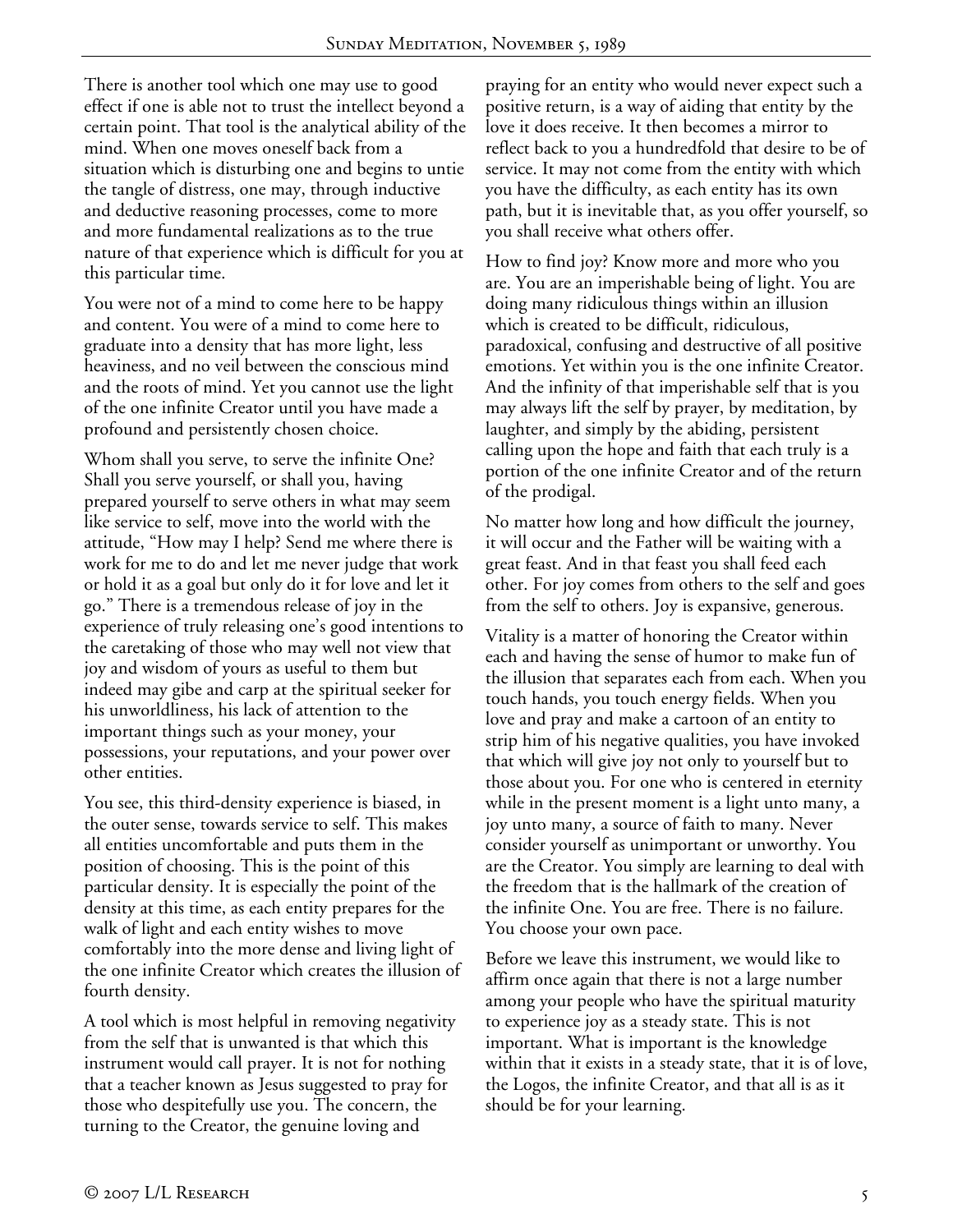There is another tool which one may use to good effect if one is able not to trust the intellect beyond a certain point. That tool is the analytical ability of the mind. When one moves oneself back from a situation which is disturbing one and begins to untie the tangle of distress, one may, through inductive and deductive reasoning processes, come to more and more fundamental realizations as to the true nature of that experience which is difficult for you at this particular time.

You were not of a mind to come here to be happy and content. You were of a mind to come here to graduate into a density that has more light, less heaviness, and no veil between the conscious mind and the roots of mind. Yet you cannot use the light of the one infinite Creator until you have made a profound and persistently chosen choice.

Whom shall you serve, to serve the infinite One? Shall you serve yourself, or shall you, having prepared yourself to serve others in what may seem like service to self, move into the world with the attitude, "How may I help? Send me where there is work for me to do and let me never judge that work or hold it as a goal but only do it for love and let it go." There is a tremendous release of joy in the experience of truly releasing one's good intentions to the caretaking of those who may well not view that joy and wisdom of yours as useful to them but indeed may gibe and carp at the spiritual seeker for his unworldliness, his lack of attention to the important things such as your money, your possessions, your reputations, and your power over other entities.

You see, this third-density experience is biased, in the outer sense, towards service to self. This makes all entities uncomfortable and puts them in the position of choosing. This is the point of this particular density. It is especially the point of the density at this time, as each entity prepares for the walk of light and each entity wishes to move comfortably into the more dense and living light of the one infinite Creator which creates the illusion of fourth density.

A tool which is most helpful in removing negativity from the self that is unwanted is that which this instrument would call prayer. It is not for nothing that a teacher known as Jesus suggested to pray for those who despitefully use you. The concern, the turning to the Creator, the genuine loving and praying for an entity who would never expect such a positive return, is a way of aiding that entity by the love it does receive. It then becomes a mirror to reflect back to you a hundredfold that desire to be of service. It may not come from the entity with which you have the difficulty, as each entity has its own path, but it is inevitable that, as you offer yourself, so you shall receive what others offer.

How to find joy? Know more and more who you are. You are an imperishable being of light. You are doing many ridiculous things within an illusion which is created to be difficult, ridiculous, paradoxical, confusing and destructive of all positive emotions. Yet within you is the one infinite Creator. And the infinity of that imperishable self that is you may always lift the self by prayer, by meditation, by laughter, and simply by the abiding, persistent calling upon the hope and faith that each truly is a portion of the one infinite Creator and of the return of the prodigal.

No matter how long and how difficult the journey, it will occur and the Father will be waiting with a great feast. And in that feast you shall feed each other. For joy comes from others to the self and goes from the self to others. Joy is expansive, generous.

Vitality is a matter of honoring the Creator within each and having the sense of humor to make fun of the illusion that separates each from each. When you touch hands, you touch energy fields. When you love and pray and make a cartoon of an entity to strip him of his negative qualities, you have invoked that which will give joy not only to yourself but to those about you. For one who is centered in eternity while in the present moment is a light unto many, a joy unto many, a source of faith to many. Never consider yourself as unimportant or unworthy. You are the Creator. You simply are learning to deal with the freedom that is the hallmark of the creation of the infinite One. You are free. There is no failure. You choose your own pace.

Before we leave this instrument, we would like to affirm once again that there is not a large number among your people who have the spiritual maturity to experience joy as a steady state. This is not important. What is important is the knowledge within that it exists in a steady state, that it is of love, the Logos, the infinite Creator, and that all is as it should be for your learning.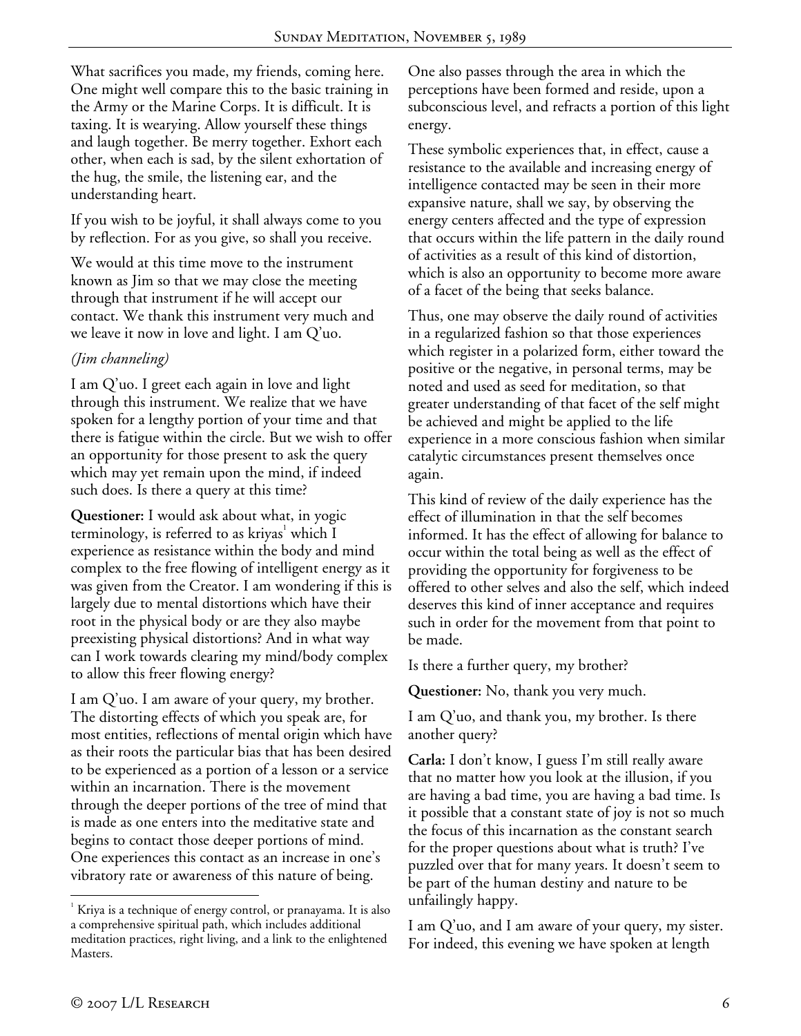What sacrifices you made, my friends, coming here. One might well compare this to the basic training in the Army or the Marine Corps. It is difficult. It is taxing. It is wearying. Allow yourself these things and laugh together. Be merry together. Exhort each other, when each is sad, by the silent exhortation of the hug, the smile, the listening ear, and the understanding heart.

If you wish to be joyful, it shall always come to you by reflection. For as you give, so shall you receive.

We would at this time move to the instrument known as Jim so that we may close the meeting through that instrument if he will accept our contact. We thank this instrument very much and we leave it now in love and light. I am Q'uo.

*(Jim channeling)*

I am Q'uo. I greet each again in love and light through this instrument. We realize that we have spoken for a lengthy portion of your time and that there is fatigue within the circle. But we wish to offer an opportunity for those present to ask the query which may yet remain upon the mind, if indeed such does. Is there a query at this time?

**Questioner:** I would ask about what, in yogic terminology, is referred to as kriyas[1] which I experience as resistance within the body and mind complex to the free flowing of intelligent energy as it was given from the Creator. I am wondering if this is largely due to mental distortions which have their root in the physical body or are they also maybe preexisting physical distortions? And in what way can I work towards clearing my mind/body complex to allow this freer flowing energy?

I am Q'uo. I am aware of your query, my brother. The distorting effects of which you speak are, for most entities, reflections of mental origin which have as their roots the particular bias that has been desired to be experienced as a portion of a lesson or a service within an incarnation. There is the movement through the deeper portions of the tree of mind that is made as one enters into the meditative state and begins to contact those deeper portions of mind. One experiences this contact as an increase in one's vibratory rate or awareness of this nature of being.

One also passes through the area in which the perceptions have been formed and reside, upon a subconscious level, and refracts a portion of this light energy.

These symbolic experiences that, in effect, cause a resistance to the available and increasing energy of intelligence contacted may be seen in their more expansive nature, shall we say, by observing the energy centers affected and the type of expression that occurs within the life pattern in the daily round of activities as a result of this kind of distortion, which is also an opportunity to become more aware of a facet of the being that seeks balance.

Thus, one may observe the daily round of activities in a regularized fashion so that those experiences which register in a polarized form, either toward the positive or the negative, in personal terms, may be noted and used as seed for meditation, so that greater understanding of that facet of the self might be achieved and might be applied to the life experience in a more conscious fashion when similar catalytic circumstances present themselves once again.

This kind of review of the daily experience has the effect of illumination in that the self becomes informed. It has the effect of allowing for balance to occur within the total being as well as the effect of providing the opportunity for forgiveness to be offered to other selves and also the self, which indeed deserves this kind of inner acceptance and requires such in order for the movement from that point to be made.

Is there a further query, my brother?

**Questioner:** No, thank you very much.

I am Q'uo, and thank you, my brother. Is there another query?

**Carla:** I don't know, I guess I'm still really aware that no matter how you look at the illusion, if you are having a bad time, you are having a bad time. Is it possible that a constant state of joy is not so much the focus of this incarnation as the constant search for the proper questions about what is truth? I've puzzled over that for many years. It doesn't seem to be part of the human destiny and nature to be unfailingly happy.

I am Q'uo, and I am aware of your query, my sister. For indeed, this evening we have spoken at length

[1] Kriya is a technique of energy control, or pranayama. It is also a comprehensive spiritual path, which includes additional meditation practices, right living, and a link to the enlightened Masters.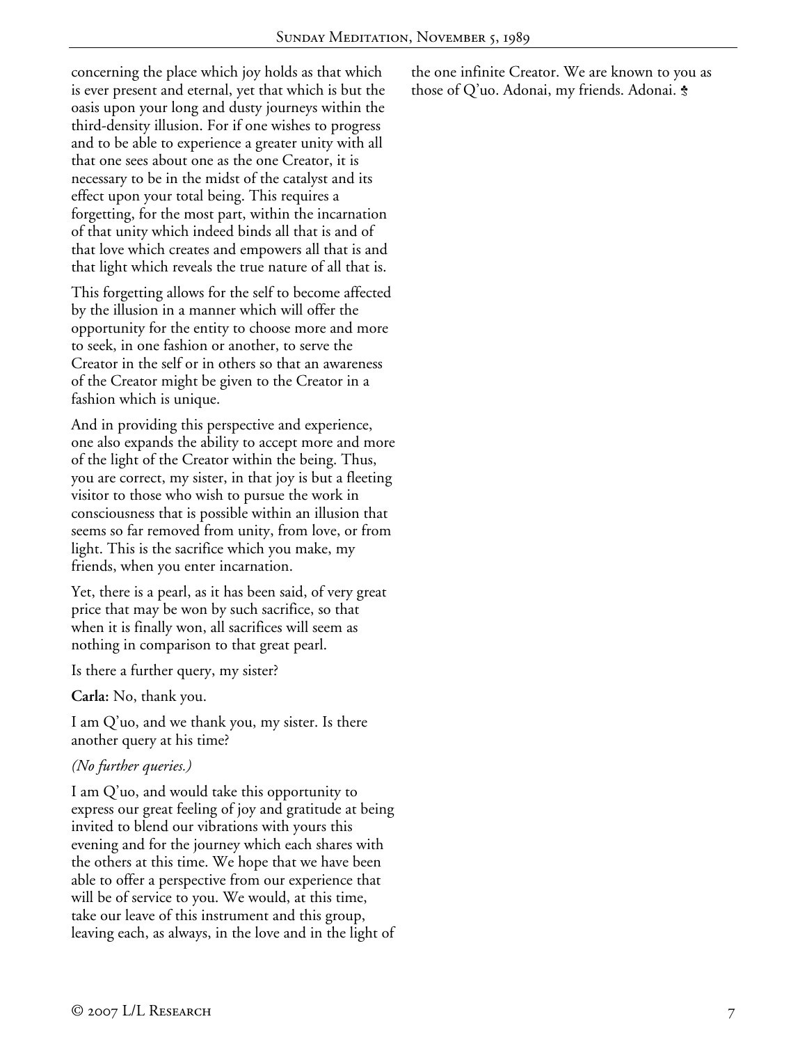concerning the place which joy holds as that which is ever present and eternal, yet that which is but the oasis upon your long and dusty journeys within the third-density illusion. For if one wishes to progress and to be able to experience a greater unity with all that one sees about one as the one Creator, it is necessary to be in the midst of the catalyst and its effect upon your total being. This requires a forgetting, for the most part, within the incarnation of that unity which indeed binds all that is and of that love which creates and empowers all that is and that light which reveals the true nature of all that is.

This forgetting allows for the self to become affected by the illusion in a manner which will offer the opportunity for the entity to choose more and more to seek, in one fashion or another, to serve the Creator in the self or in others so that an awareness of the Creator might be given to the Creator in a fashion which is unique.

And in providing this perspective and experience, one also expands the ability to accept more and more of the light of the Creator within the being. Thus, you are correct, my sister, in that joy is but a fleeting visitor to those who wish to pursue the work in consciousness that is possible within an illusion that seems so far removed from unity, from love, or from light. This is the sacrifice which you make, my friends, when you enter incarnation.

Yet, there is a pearl, as it has been said, of very great price that may be won by such sacrifice, so that when it is finally won, all sacrifices will seem as nothing in comparison to that great pearl.

Is there a further query, my sister?

**Carla:** No, thank you.

I am Q'uo, and we thank you, my sister. Is there another query at his time?

*(No further queries.)*

I am Q'uo, and would take this opportunity to express our great feeling of joy and gratitude at being invited to blend our vibrations with yours this evening and for the journey which each shares with the others at this time. We hope that we have been able to offer a perspective from our experience that will be of service to you. We would, at this time, take our leave of this instrument and this group, leaving each, as always, in the love and in the light of the one infinite Creator. We are known to you as those of Q'uo. Adonai, my friends. Adonai.